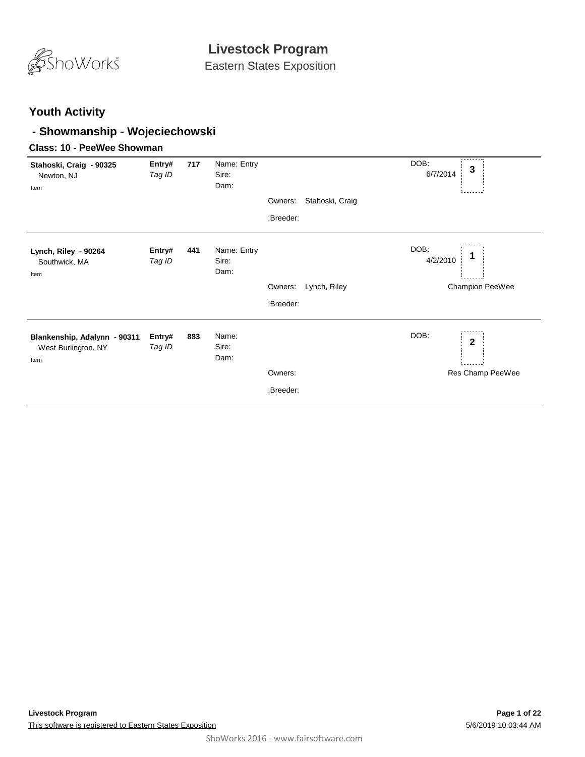# Livestock Program

Eastern States Exposition

## Youth Activity

## - Showmanship - Wojeciechowski

### Class: 10 - PeeWee Showman

---

**Stahoski, Craig - 90325**
Newton, NJ
Item

**Entry#** **717**
*Tag ID*

Name: Entry
Sire:
Dam:

Owners: Stahoski, Craig
:Breeder:

DOB: 6/7/2014

**3**

---

**Lynch, Riley - 90264**
Southwick, MA
Item

**Entry#** **441**
*Tag ID*

Name: Entry
Sire:
Dam:

Owners: Lynch, Riley
:Breeder:

DOB: 4/2/2010

**1**

Champion PeeWee

---

**Blankenship, Adalynn - 90311**
West Burlington, NY
Item

**Entry#** **883**
*Tag ID*

Name:
Sire:
Dam:

Owners:
:Breeder:

DOB:

**2**

Res Champ PeeWee

---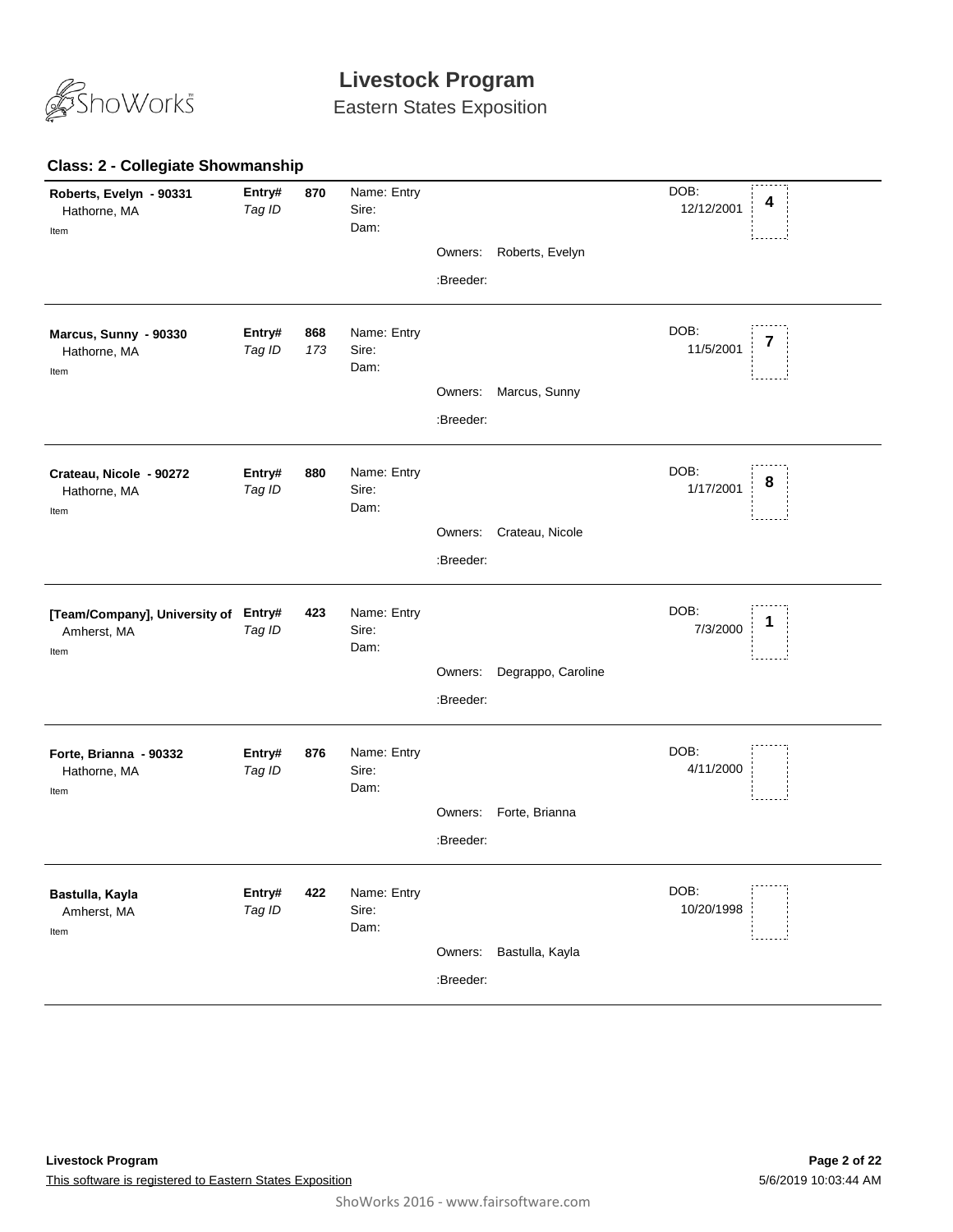# Livestock Program

Eastern States Exposition

### Class: 2 - Collegiate Showmanship

**Roberts, Evelyn - 90331**
Hathorne, MA
Item

**Entry#** **870**
*Tag ID*

Name: Entry
Sire:
Dam:

Owners: Roberts, Evelyn
:Breeder:

DOB: 12/12/2001

**4**

---

**Marcus, Sunny - 90330**
Hathorne, MA
Item

**Entry#** **868**
*Tag ID* *173*

Name: Entry
Sire:
Dam:

Owners: Marcus, Sunny
:Breeder:

DOB: 11/5/2001

**7**

---

**Crateau, Nicole - 90272**
Hathorne, MA
Item

**Entry#** **880**
*Tag ID*

Name: Entry
Sire:
Dam:

Owners: Crateau, Nicole
:Breeder:

DOB: 1/17/2001

**8**

---

**[Team/Company], University of**
Amherst, MA
Item

**Entry#** **423**
*Tag ID*

Name: Entry
Sire:
Dam:

Owners: Degrappo, Caroline
:Breeder:

DOB: 7/3/2000

**1**

---

**Forte, Brianna - 90332**
Hathorne, MA
Item

**Entry#** **876**
*Tag ID*

Name: Entry
Sire:
Dam:

Owners: Forte, Brianna
:Breeder:

DOB: 4/11/2000

---

**Bastulla, Kayla**
Amherst, MA
Item

**Entry#** **422**
*Tag ID*

Name: Entry
Sire:
Dam:

Owners: Bastulla, Kayla
:Breeder:

DOB: 10/20/1998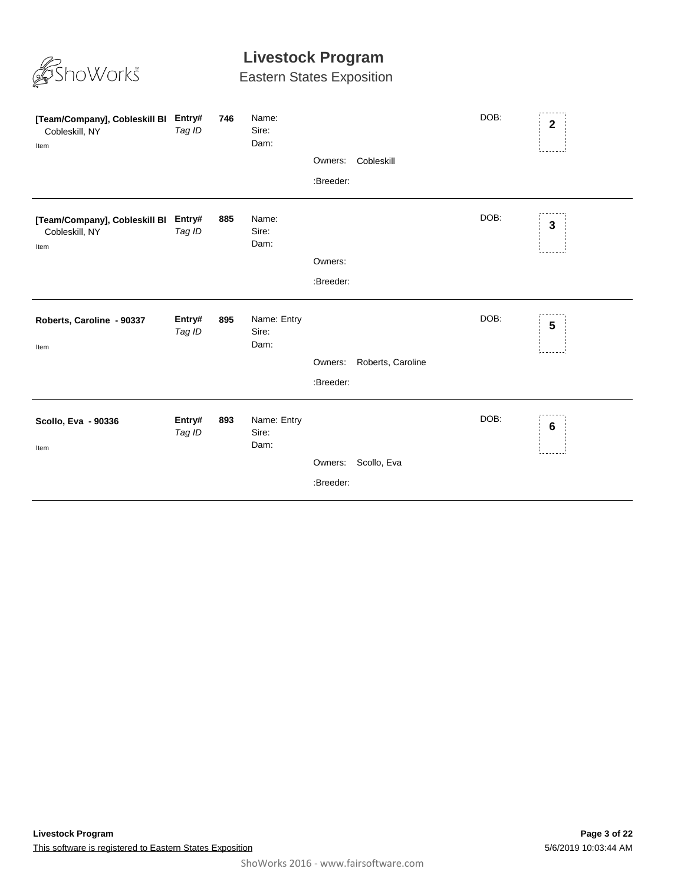# Livestock Program

## Eastern States Exposition

---

**[Team/Company], Cobleskill BI**
Cobleskill, NY
Item

**Entry#** **746**
*Tag ID*

Name:
Sire:
Dam:

Owners: Cobleskill

:Breeder:

DOB:

**2**

---

**[Team/Company], Cobleskill BI**
Cobleskill, NY
Item

**Entry#** **885**
*Tag ID*

Name:
Sire:
Dam:

Owners:

:Breeder:

DOB:

**3**

---

**Roberts, Caroline - 90337**
Item

**Entry#** **895**
*Tag ID*

Name: Entry
Sire:
Dam:

Owners: Roberts, Caroline

:Breeder:

DOB:

**5**

---

**Scollo, Eva - 90336**
Item

**Entry#** **893**
*Tag ID*

Name: Entry
Sire:
Dam:

Owners: Scollo, Eva

:Breeder:

DOB:

**6**

---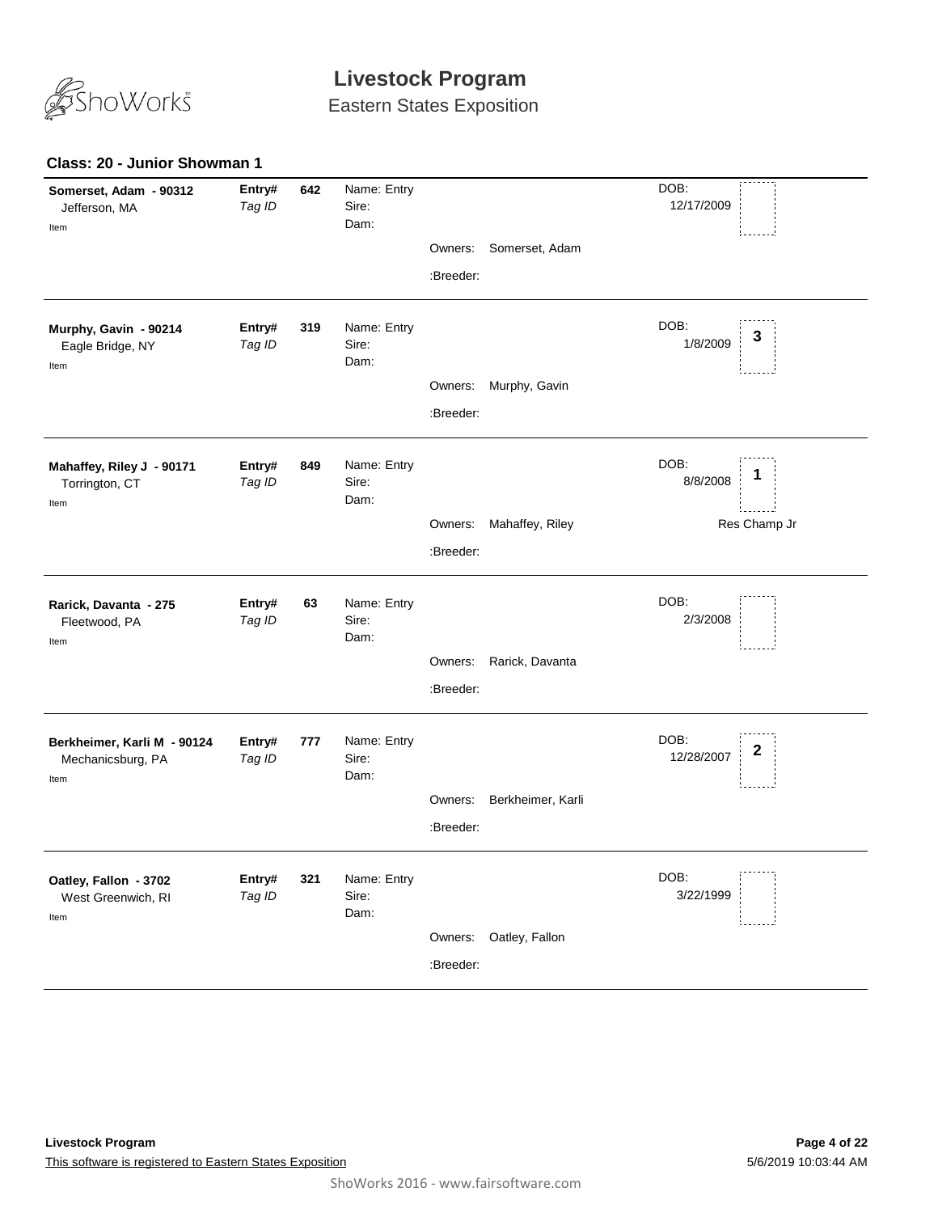# Livestock Program

Eastern States Exposition

### Class: 20 - Junior Showman 1

| Exhibitor | Entry# / *Tag ID* | No. | Details | Owners / Breeder | DOB | Placing |
|---|---|---|---|---|---|---|
| **Somerset, Adam - 90312**<br>Jefferson, MA<br>Item | **Entry#**<br>*Tag ID* | **642** | Name: Entry<br>Sire:<br>Dam: | Owners: Somerset, Adam<br>:Breeder: | 12/17/2009 | |
| **Murphy, Gavin - 90214**<br>Eagle Bridge, NY<br>Item | **Entry#**<br>*Tag ID* | **319** | Name: Entry<br>Sire:<br>Dam: | Owners: Murphy, Gavin<br>:Breeder: | 1/8/2009 | **3** |
| **Mahaffey, Riley J - 90171**<br>Torrington, CT<br>Item | **Entry#**<br>*Tag ID* | **849** | Name: Entry<br>Sire:<br>Dam: | Owners: Mahaffey, Riley<br>:Breeder: | 8/8/2008 | **1**<br>Res Champ Jr |
| **Rarick, Davanta - 275**<br>Fleetwood, PA<br>Item | **Entry#**<br>*Tag ID* | **63** | Name: Entry<br>Sire:<br>Dam: | Owners: Rarick, Davanta<br>:Breeder: | 2/3/2008 | |
| **Berkheimer, Karli M - 90124**<br>Mechanicsburg, PA<br>Item | **Entry#**<br>*Tag ID* | **777** | Name: Entry<br>Sire:<br>Dam: | Owners: Berkheimer, Karli<br>:Breeder: | 12/28/2007 | **2** |
| **Oatley, Fallon - 3702**<br>West Greenwich, RI<br>Item | **Entry#**<br>*Tag ID* | **321** | Name: Entry<br>Sire:<br>Dam: | Owners: Oatley, Fallon<br>:Breeder: | 3/22/1999 | |

**Livestock Program**

This software is registered to Eastern States Exposition

5/6/2019 10:03:44 AM

ShoWorks 2016 - www.fairsoftware.com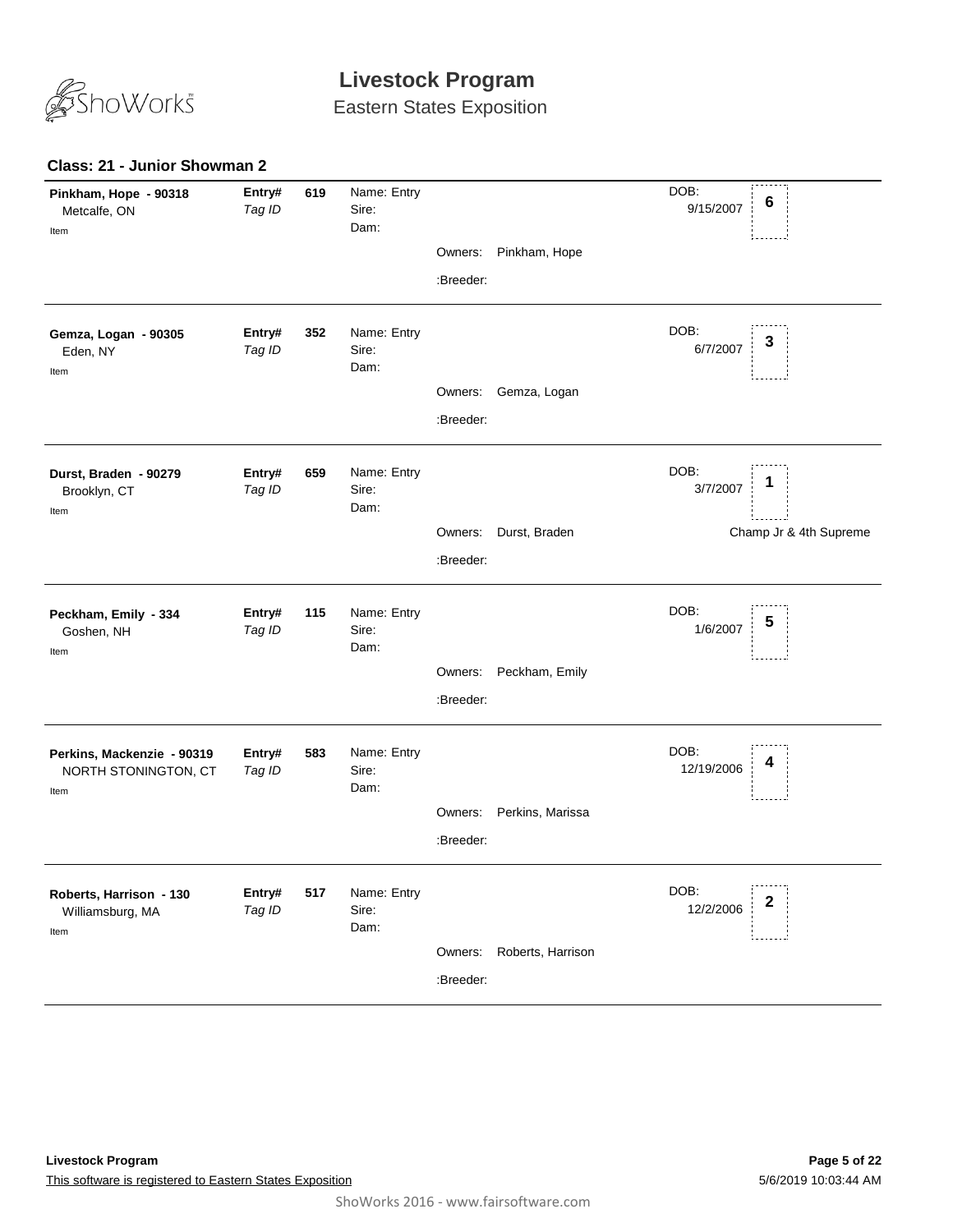# Livestock Program

Eastern States Exposition

### Class: 21 - Junior Showman 2

**Pinkham, Hope - 90318**
Metcalfe, ON
Item

**Entry#** 619
*Tag ID*

Name: Entry
Sire:
Dam:

Owners: Pinkham, Hope
:Breeder:

DOB: 9/15/2007

**6**

---

**Gemza, Logan - 90305**
Eden, NY
Item

**Entry#** 352
*Tag ID*

Name: Entry
Sire:
Dam:

Owners: Gemza, Logan
:Breeder:

DOB: 6/7/2007

**3**

---

**Durst, Braden - 90279**
Brooklyn, CT
Item

**Entry#** 659
*Tag ID*

Name: Entry
Sire:
Dam:

Owners: Durst, Braden
:Breeder:

DOB: 3/7/2007

**1**

Champ Jr & 4th Supreme

---

**Peckham, Emily - 334**
Goshen, NH
Item

**Entry#** 115
*Tag ID*

Name: Entry
Sire:
Dam:

Owners: Peckham, Emily
:Breeder:

DOB: 1/6/2007

**5**

---

**Perkins, Mackenzie - 90319**
NORTH STONINGTON, CT
Item

**Entry#** 583
*Tag ID*

Name: Entry
Sire:
Dam:

Owners: Perkins, Marissa
:Breeder:

DOB: 12/19/2006

**4**

---

**Roberts, Harrison - 130**
Williamsburg, MA
Item

**Entry#** 517
*Tag ID*

Name: Entry
Sire:
Dam:

Owners: Roberts, Harrison
:Breeder:

DOB: 12/2/2006

**2**

---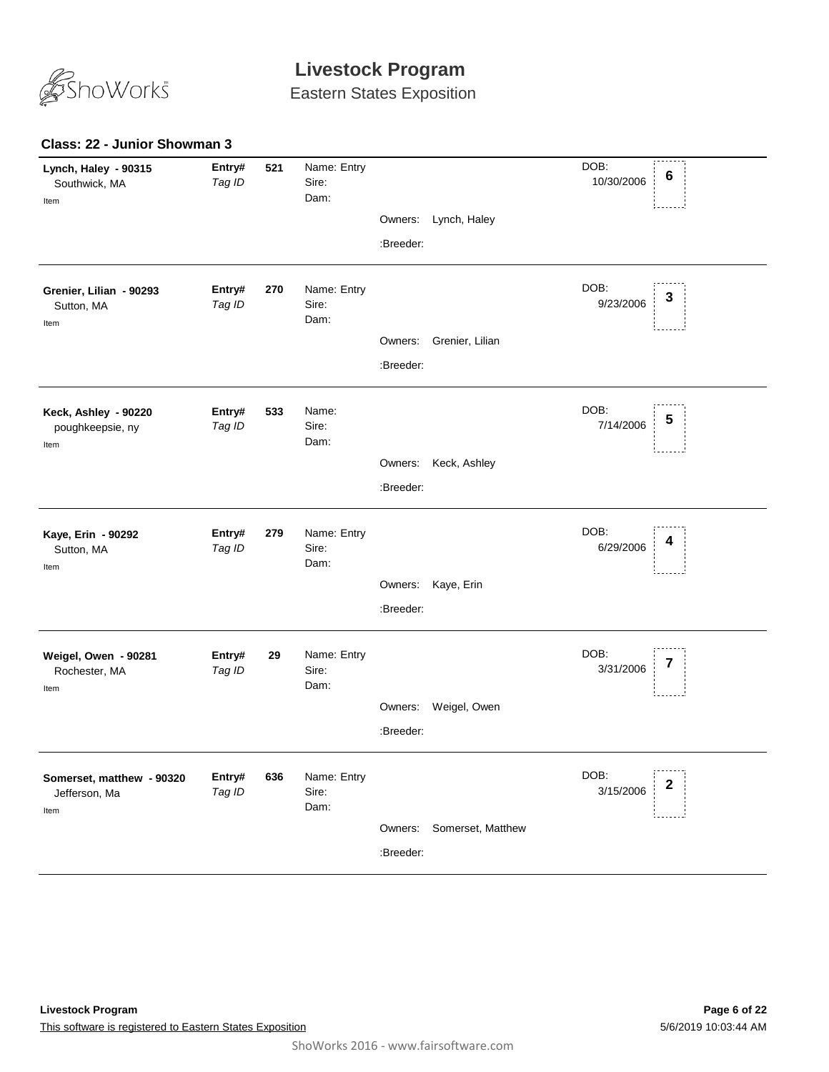# Livestock Program

Eastern States Exposition

### Class: 22 - Junior Showman 3

**Lynch, Haley - 90315**
Southwick, MA
Item

**Entry#** **521**
*Tag ID*

Name: Entry
Sire:
Dam:

Owners: Lynch, Haley
:Breeder:

DOB: 10/30/2006

**6**

---

**Grenier, Lilian - 90293**
Sutton, MA
Item

**Entry#** **270**
*Tag ID*

Name: Entry
Sire:
Dam:

Owners: Grenier, Lilian
:Breeder:

DOB: 9/23/2006

**3**

---

**Keck, Ashley - 90220**
poughkeepsie, ny
Item

**Entry#** **533**
*Tag ID*

Name:
Sire:
Dam:

Owners: Keck, Ashley
:Breeder:

DOB: 7/14/2006

**5**

---

**Kaye, Erin - 90292**
Sutton, MA
Item

**Entry#** **279**
*Tag ID*

Name: Entry
Sire:
Dam:

Owners: Kaye, Erin
:Breeder:

DOB: 6/29/2006

**4**

---

**Weigel, Owen - 90281**
Rochester, MA
Item

**Entry#** **29**
*Tag ID*

Name: Entry
Sire:
Dam:

Owners: Weigel, Owen
:Breeder:

DOB: 3/31/2006

**7**

---

**Somerset, matthew - 90320**
Jefferson, Ma
Item

**Entry#** **636**
*Tag ID*

Name: Entry
Sire:
Dam:

Owners: Somerset, Matthew
:Breeder:

DOB: 3/15/2006

**2**

---

**Livestock Program**
This software is registered to Eastern States Exposition

5/6/2019 10:03:44 AM

ShoWorks 2016 - www.fairsoftware.com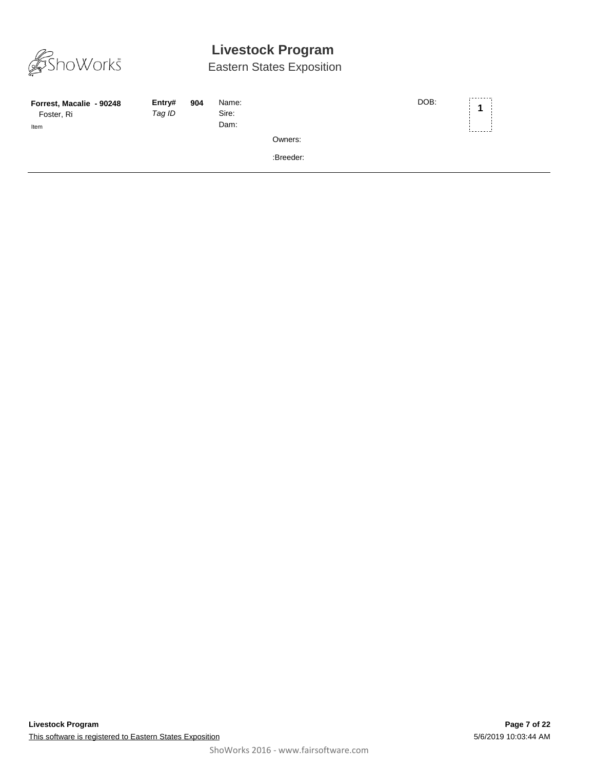# Livestock Program

Eastern States Exposition

**Forrest, Macalie - 90248**
Foster, Ri
Item

**Entry#** **904**
*Tag ID*

Name:
Sire:
Dam:

DOB:

**1**

Owners:

:Breeder: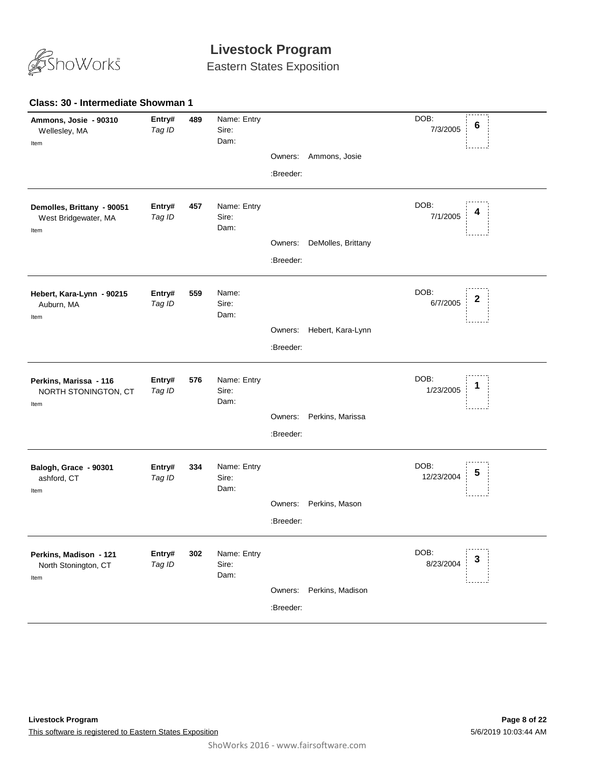# Livestock Program

Eastern States Exposition

### Class: 30 - Intermediate Showman 1

**Ammons, Josie - 90310**
Wellesley, MA
Item

**Entry#** **489**
*Tag ID*

Name: Entry
Sire:
Dam:

Owners: Ammons, Josie
:Breeder:

DOB: 7/3/2005

**6**

---

**Demolles, Brittany - 90051**
West Bridgewater, MA
Item

**Entry#** **457**
*Tag ID*

Name: Entry
Sire:
Dam:

Owners: DeMolles, Brittany
:Breeder:

DOB: 7/1/2005

**4**

---

**Hebert, Kara-Lynn - 90215**
Auburn, MA
Item

**Entry#** **559**
*Tag ID*

Name:
Sire:
Dam:

Owners: Hebert, Kara-Lynn
:Breeder:

DOB: 6/7/2005

**2**

---

**Perkins, Marissa - 116**
NORTH STONINGTON, CT
Item

**Entry#** **576**
*Tag ID*

Name: Entry
Sire:
Dam:

Owners: Perkins, Marissa
:Breeder:

DOB: 1/23/2005

**1**

---

**Balogh, Grace - 90301**
ashford, CT
Item

**Entry#** **334**
*Tag ID*

Name: Entry
Sire:
Dam:

Owners: Perkins, Mason
:Breeder:

DOB: 12/23/2004

**5**

---

**Perkins, Madison - 121**
North Stonington, CT
Item

**Entry#** **302**
*Tag ID*

Name: Entry
Sire:
Dam:

Owners: Perkins, Madison
:Breeder:

DOB: 8/23/2004

**3**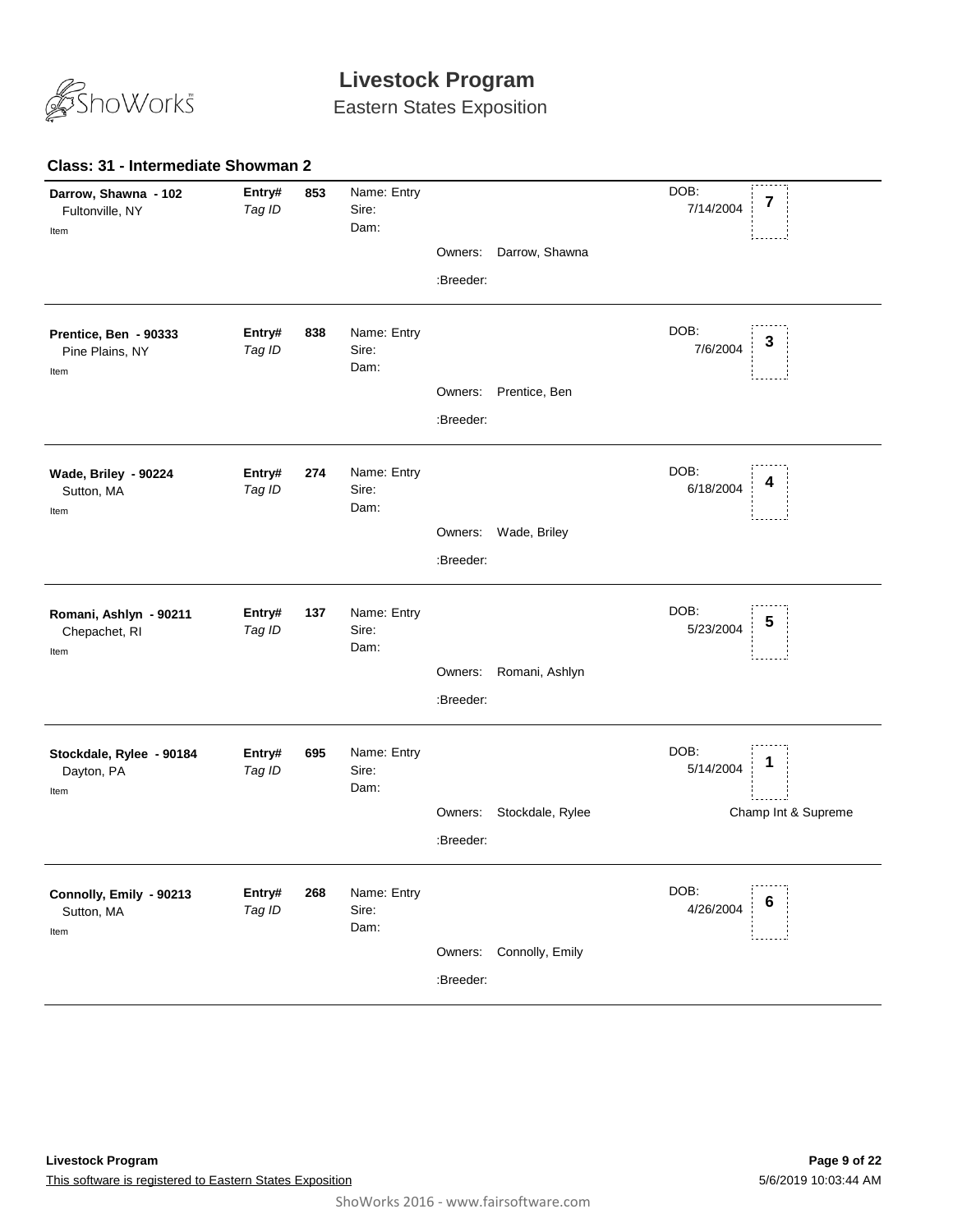# Livestock Program

Eastern States Exposition

### Class: 31 - Intermediate Showman 2

**Darrow, Shawna - 102**
Fultonville, NY
Item

**Entry#** 853
*Tag ID*

Name: Entry
Sire:
Dam:

Owners: Darrow, Shawna
:Breeder:

DOB: 7/14/2004

**7**

---

**Prentice, Ben - 90333**
Pine Plains, NY
Item

**Entry#** 838
*Tag ID*

Name: Entry
Sire:
Dam:

Owners: Prentice, Ben
:Breeder:

DOB: 7/6/2004

**3**

---

**Wade, Briley - 90224**
Sutton, MA
Item

**Entry#** 274
*Tag ID*

Name: Entry
Sire:
Dam:

Owners: Wade, Briley
:Breeder:

DOB: 6/18/2004

**4**

---

**Romani, Ashlyn - 90211**
Chepachet, RI
Item

**Entry#** 137
*Tag ID*

Name: Entry
Sire:
Dam:

Owners: Romani, Ashlyn
:Breeder:

DOB: 5/23/2004

**5**

---

**Stockdale, Rylee - 90184**
Dayton, PA
Item

**Entry#** 695
*Tag ID*

Name: Entry
Sire:
Dam:

Owners: Stockdale, Rylee
:Breeder:

DOB: 5/14/2004

**1**

Champ Int & Supreme

---

**Connolly, Emily - 90213**
Sutton, MA
Item

**Entry#** 268
*Tag ID*

Name: Entry
Sire:
Dam:

Owners: Connolly, Emily
:Breeder:

DOB: 4/26/2004

**6**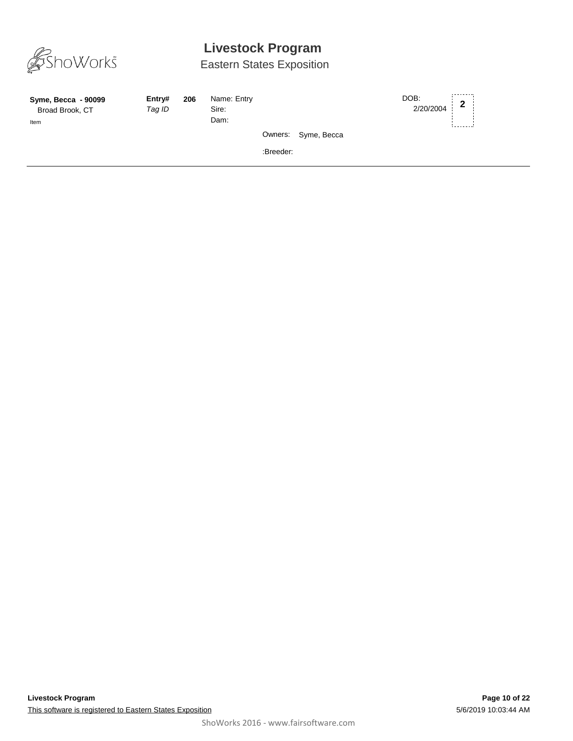# Livestock Program

## Eastern States Exposition

**Syme, Becca - 90099**
Broad Brook, CT
Item

**Entry#** **206**
*Tag ID*

Name: Entry
Sire:
Dam:

Owners: Syme, Becca

:Breeder:

DOB: 2/20/2004

**2**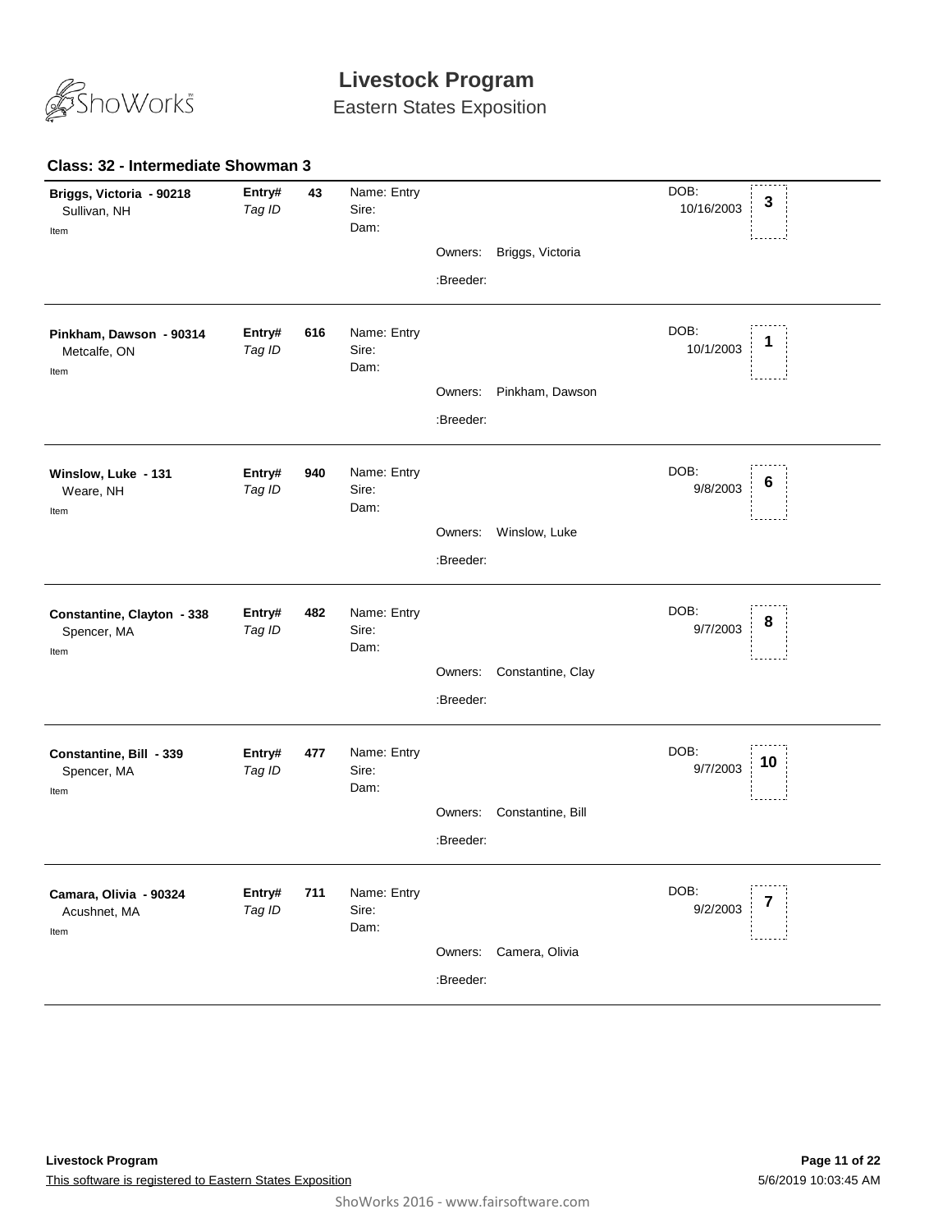# Livestock Program

Eastern States Exposition

### Class: 32 - Intermediate Showman 3

**Briggs, Victoria - 90218**
Sullivan, NH
Item

**Entry#** 43
*Tag ID*

Name: Entry
Sire:
Dam:

Owners: Briggs, Victoria
:Breeder:

DOB: 10/16/2003

**3**

---

**Pinkham, Dawson - 90314**
Metcalfe, ON
Item

**Entry#** 616
*Tag ID*

Name: Entry
Sire:
Dam:

Owners: Pinkham, Dawson
:Breeder:

DOB: 10/1/2003

**1**

---

**Winslow, Luke - 131**
Weare, NH
Item

**Entry#** 940
*Tag ID*

Name: Entry
Sire:
Dam:

Owners: Winslow, Luke
:Breeder:

DOB: 9/8/2003

**6**

---

**Constantine, Clayton - 338**
Spencer, MA
Item

**Entry#** 482
*Tag ID*

Name: Entry
Sire:
Dam:

Owners: Constantine, Clay
:Breeder:

DOB: 9/7/2003

**8**

---

**Constantine, Bill - 339**
Spencer, MA
Item

**Entry#** 477
*Tag ID*

Name: Entry
Sire:
Dam:

Owners: Constantine, Bill
:Breeder:

DOB: 9/7/2003

**10**

---

**Camara, Olivia - 90324**
Acushnet, MA
Item

**Entry#** 711
*Tag ID*

Name: Entry
Sire:
Dam:

Owners: Camera, Olivia
:Breeder:

DOB: 9/2/2003

**7**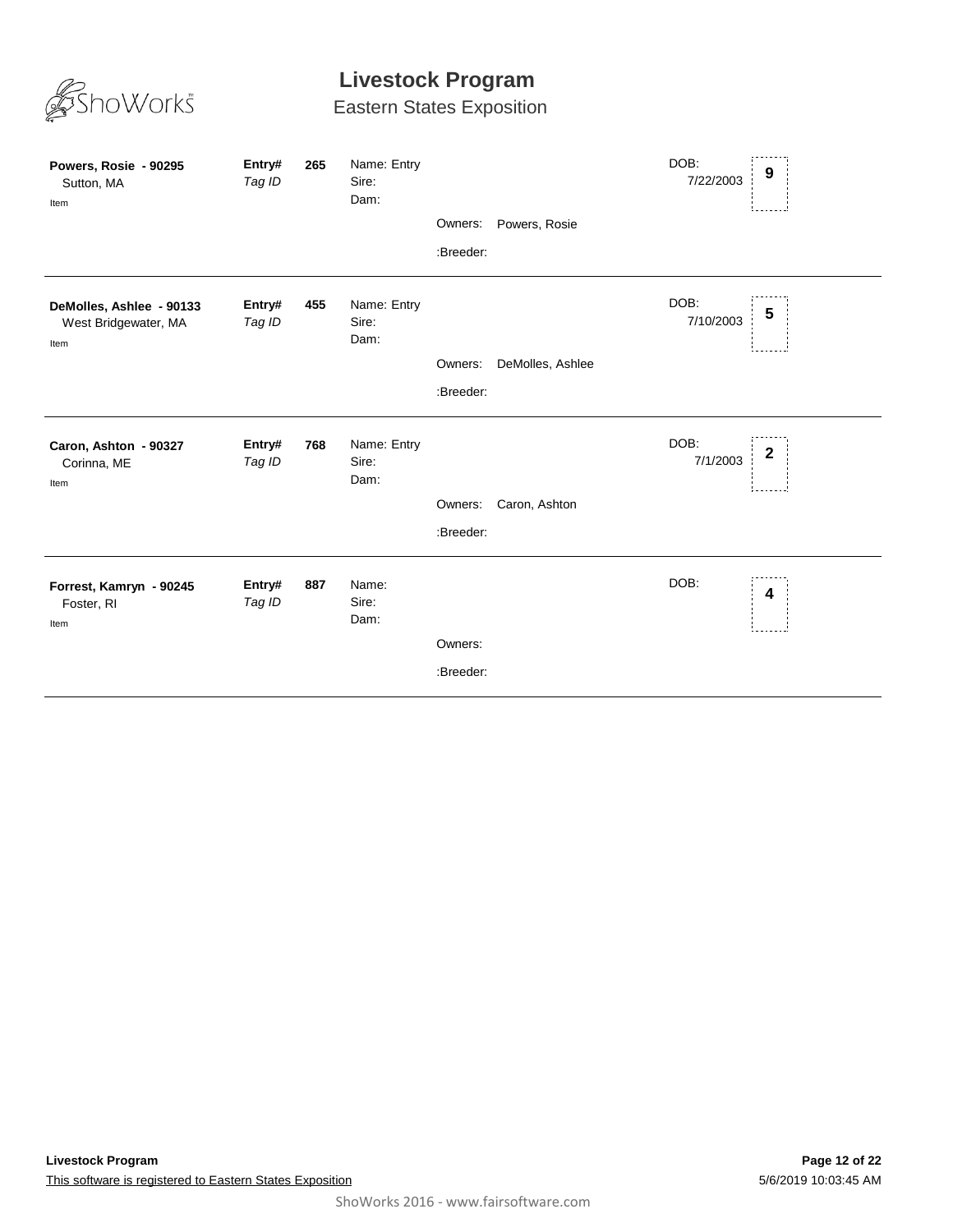# Livestock Program

## Eastern States Exposition

---

**Powers, Rosie - 90295**
Sutton, MA
Item

**Entry#** **265**
*Tag ID*

Name: Entry
Sire:
Dam:

Owners: Powers, Rosie

:Breeder:

DOB: 7/22/2003

**9**

---

**DeMolles, Ashlee - 90133**
West Bridgewater, MA
Item

**Entry#** **455**
*Tag ID*

Name: Entry
Sire:
Dam:

Owners: DeMolles, Ashlee

:Breeder:

DOB: 7/10/2003

**5**

---

**Caron, Ashton - 90327**
Corinna, ME
Item

**Entry#** **768**
*Tag ID*

Name: Entry
Sire:
Dam:

Owners: Caron, Ashton

:Breeder:

DOB: 7/1/2003

**2**

---

**Forrest, Kamryn - 90245**
Foster, RI
Item

**Entry#** **887**
*Tag ID*

Name:
Sire:
Dam:

Owners:

:Breeder:

DOB:

**4**

---

**Livestock Program**

This software is registered to Eastern States Exposition

5/6/2019 10:03:45 AM

ShoWorks 2016 - www.fairsoftware.com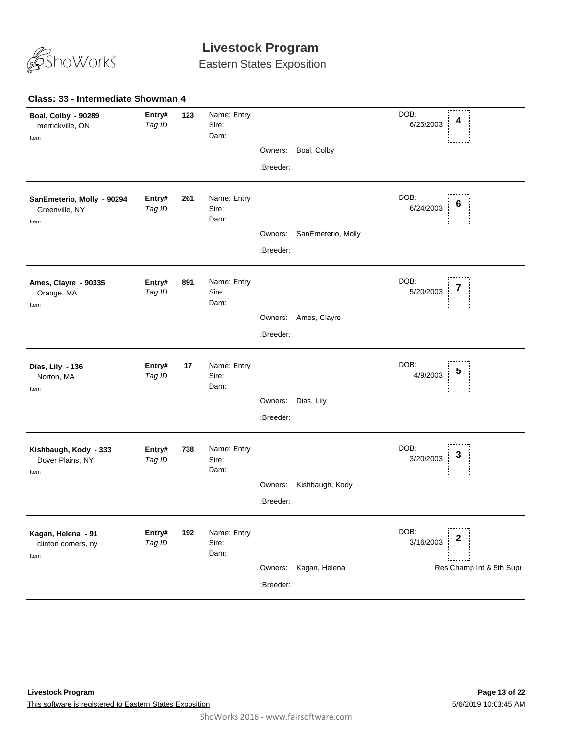# Livestock Program

Eastern States Exposition

## Class: 33 - Intermediate Showman 4

**Boal, Colby - 90289**
merrickville, ON
Item

**Entry#** 123
*Tag ID*

Name: Entry
Sire:
Dam:

Owners: Boal, Colby
:Breeder:

DOB: 6/25/2003

**4**

---

**SanEmeterio, Molly - 90294**
Greenville, NY
Item

**Entry#** 261
*Tag ID*

Name: Entry
Sire:
Dam:

Owners: SanEmeterio, Molly
:Breeder:

DOB: 6/24/2003

**6**

---

**Ames, Clayre - 90335**
Orange, MA
Item

**Entry#** 891
*Tag ID*

Name: Entry
Sire:
Dam:

Owners: Ames, Clayre
:Breeder:

DOB: 5/20/2003

**7**

---

**Dias, Lily - 136**
Norton, MA
Item

**Entry#** 17
*Tag ID*

Name: Entry
Sire:
Dam:

Owners: Dias, Lily
:Breeder:

DOB: 4/9/2003

**5**

---

**Kishbaugh, Kody - 333**
Dover Plains, NY
Item

**Entry#** 738
*Tag ID*

Name: Entry
Sire:
Dam:

Owners: Kishbaugh, Kody
:Breeder:

DOB: 3/20/2003

**3**

---

**Kagan, Helena - 91**
clinton corners, ny
Item

**Entry#** 192
*Tag ID*

Name: Entry
Sire:
Dam:

Owners: Kagan, Helena
:Breeder:

DOB: 3/16/2003

**2**

Res Champ Int & 5th Supr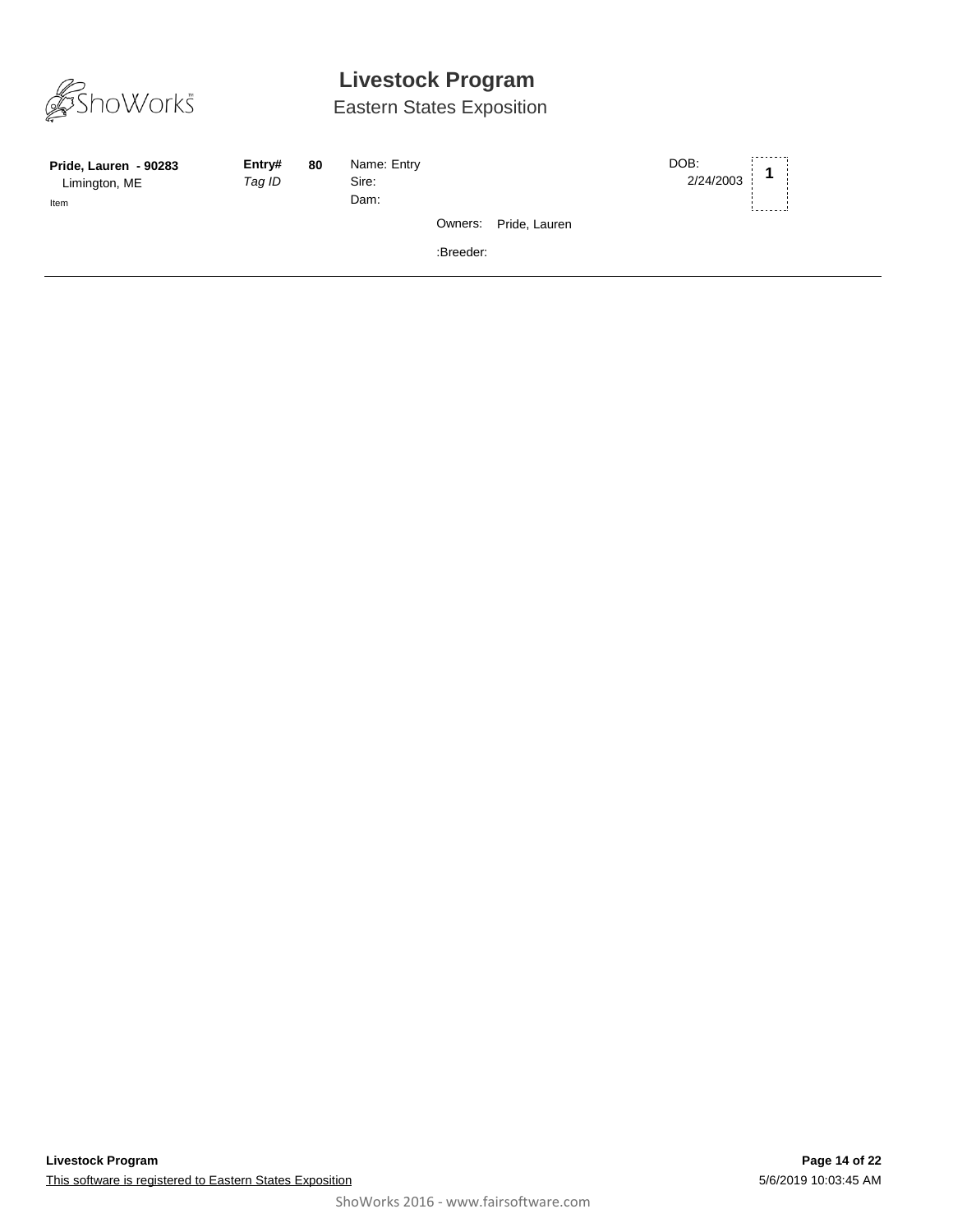# Livestock Program

Eastern States Exposition

**Pride, Lauren - 90283**
Limington, ME
Item

**Entry#** **80**
*Tag ID*

Name: Entry
Sire:
Dam:

Owners: Pride, Lauren

:Breeder:

DOB:
2/24/2003

**1**

---

This software is registered to Eastern States Exposition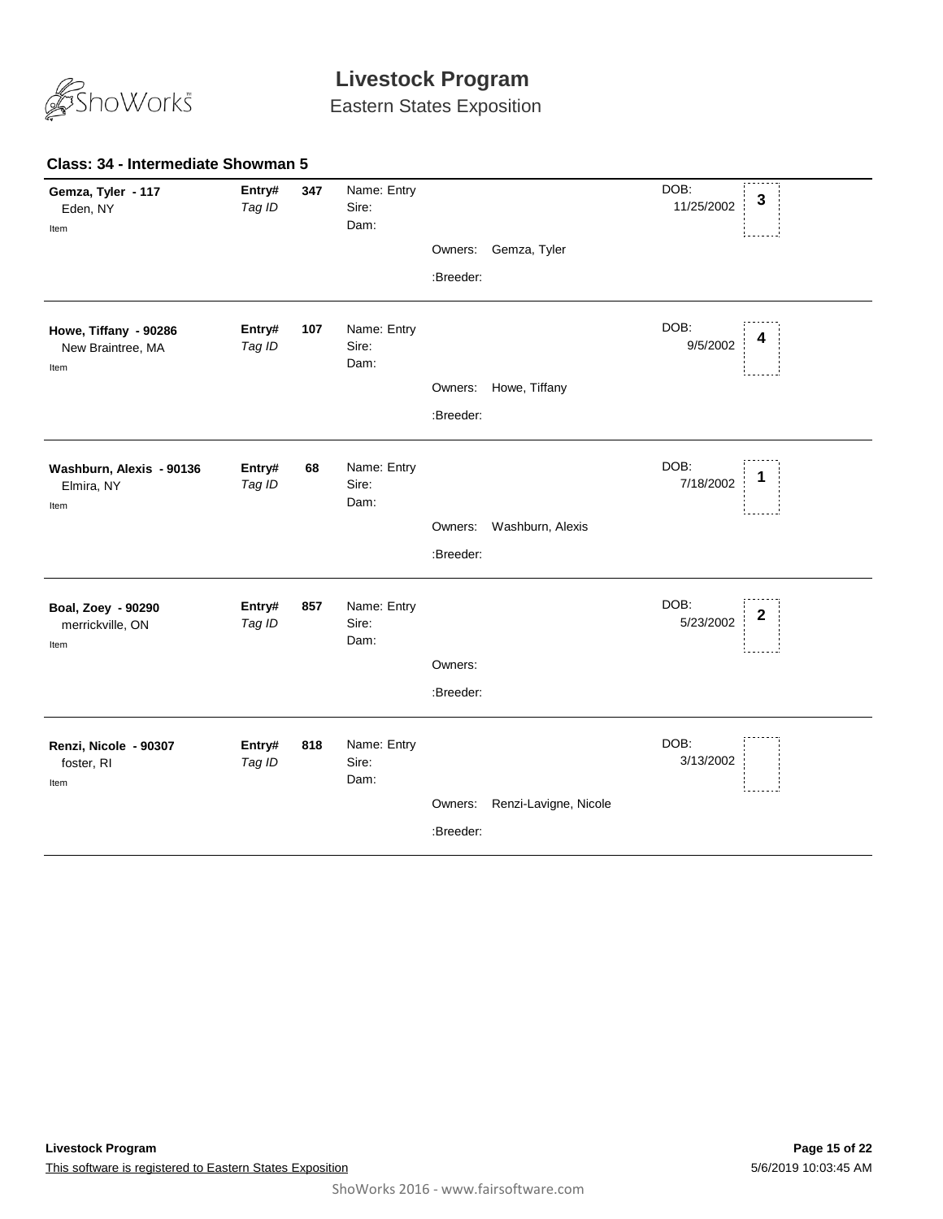# Livestock Program

Eastern States Exposition

### Class: 34 - Intermediate Showman 5

| Exhibitor | Entry# | | Details | Owners / Breeder | DOB | Place |
|---|---|---|---|---|---|---|
| **Gemza, Tyler - 117**<br>Eden, NY<br>Item | **Entry#**<br>*Tag ID* | **347** | Name: Entry<br>Sire:<br>Dam: | Owners: Gemza, Tyler<br>:Breeder: | DOB:<br>11/25/2002 | **3** |
| **Howe, Tiffany - 90286**<br>New Braintree, MA<br>Item | **Entry#**<br>*Tag ID* | **107** | Name: Entry<br>Sire:<br>Dam: | Owners: Howe, Tiffany<br>:Breeder: | DOB:<br>9/5/2002 | **4** |
| **Washburn, Alexis - 90136**<br>Elmira, NY<br>Item | **Entry#**<br>*Tag ID* | **68** | Name: Entry<br>Sire:<br>Dam: | Owners: Washburn, Alexis<br>:Breeder: | DOB:<br>7/18/2002 | **1** |
| **Boal, Zoey - 90290**<br>merrickville, ON<br>Item | **Entry#**<br>*Tag ID* | **857** | Name: Entry<br>Sire:<br>Dam: | Owners:<br>:Breeder: | DOB:<br>5/23/2002 | **2** |
| **Renzi, Nicole - 90307**<br>foster, RI<br>Item | **Entry#**<br>*Tag ID* | **818** | Name: Entry<br>Sire:<br>Dam: | Owners: Renzi-Lavigne, Nicole<br>:Breeder: | DOB:<br>3/13/2002 | |

**Livestock Program**

This software is registered to Eastern States Exposition

5/6/2019 10:03:45 AM

ShoWorks 2016 - www.fairsoftware.com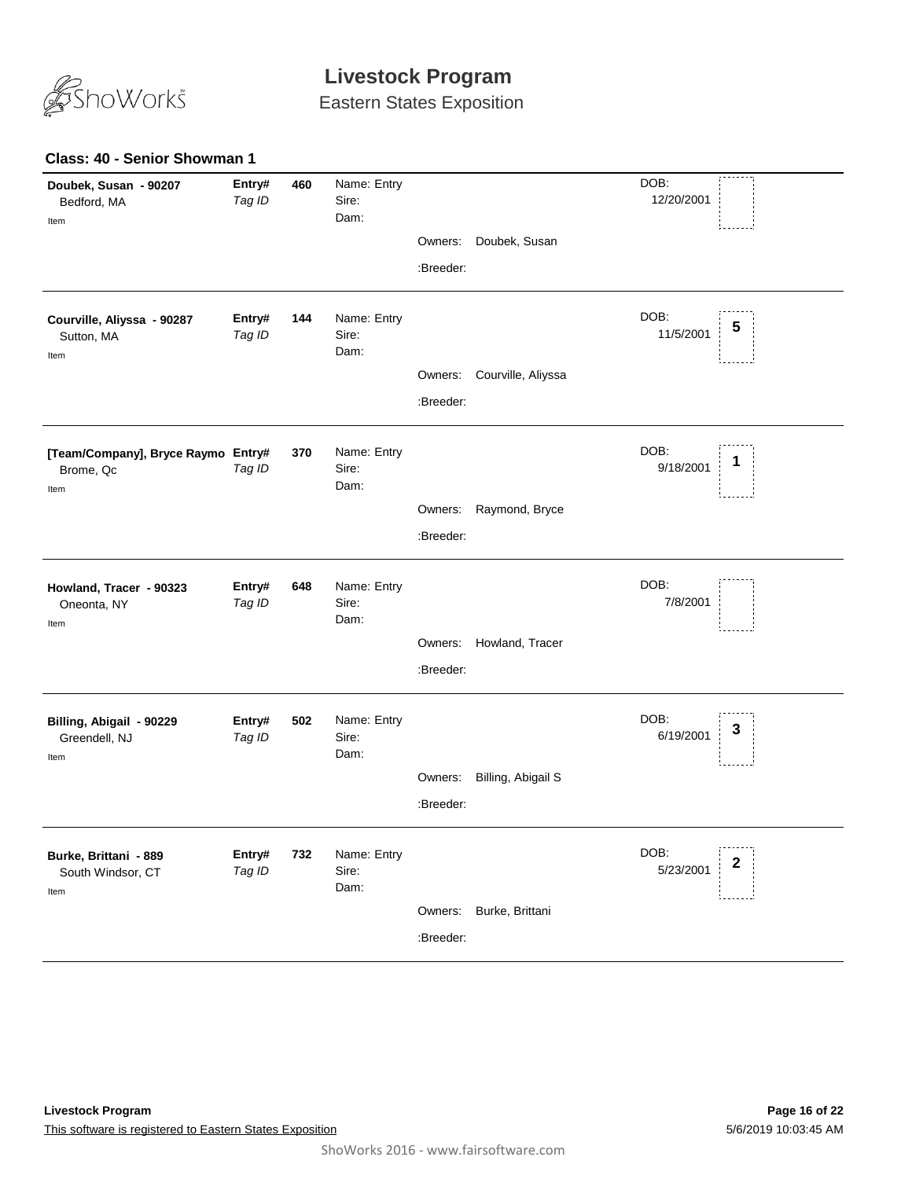# Livestock Program

Eastern States Exposition

### Class: 40 - Senior Showman 1

| Exhibitor | Entry# / Tag ID | | Details | Owners / Breeder | DOB | Place |
|---|---|---|---|---|---|---|
| **Doubek, Susan - 90207**<br>Bedford, MA<br>Item | **Entry#**<br>*Tag ID* | **460** | Name: Entry<br>Sire:<br>Dam: | Owners: Doubek, Susan<br>:Breeder: | DOB:<br>12/20/2001 | |
| **Courville, Aliyssa - 90287**<br>Sutton, MA<br>Item | **Entry#**<br>*Tag ID* | **144** | Name: Entry<br>Sire:<br>Dam: | Owners: Courville, Aliyssa<br>:Breeder: | DOB:<br>11/5/2001 | **5** |
| **[Team/Company], Bryce Raymo**<br>Brome, Qc<br>Item | **Entry#**<br>*Tag ID* | **370** | Name: Entry<br>Sire:<br>Dam: | Owners: Raymond, Bryce<br>:Breeder: | DOB:<br>9/18/2001 | **1** |
| **Howland, Tracer - 90323**<br>Oneonta, NY<br>Item | **Entry#**<br>*Tag ID* | **648** | Name: Entry<br>Sire:<br>Dam: | Owners: Howland, Tracer<br>:Breeder: | DOB:<br>7/8/2001 | |
| **Billing, Abigail - 90229**<br>Greendell, NJ<br>Item | **Entry#**<br>*Tag ID* | **502** | Name: Entry<br>Sire:<br>Dam: | Owners: Billing, Abigail S<br>:Breeder: | DOB:<br>6/19/2001 | **3** |
| **Burke, Brittani - 889**<br>South Windsor, CT<br>Item | **Entry#**<br>*Tag ID* | **732** | Name: Entry<br>Sire:<br>Dam: | Owners: Burke, Brittani<br>:Breeder: | DOB:<br>5/23/2001 | **2** |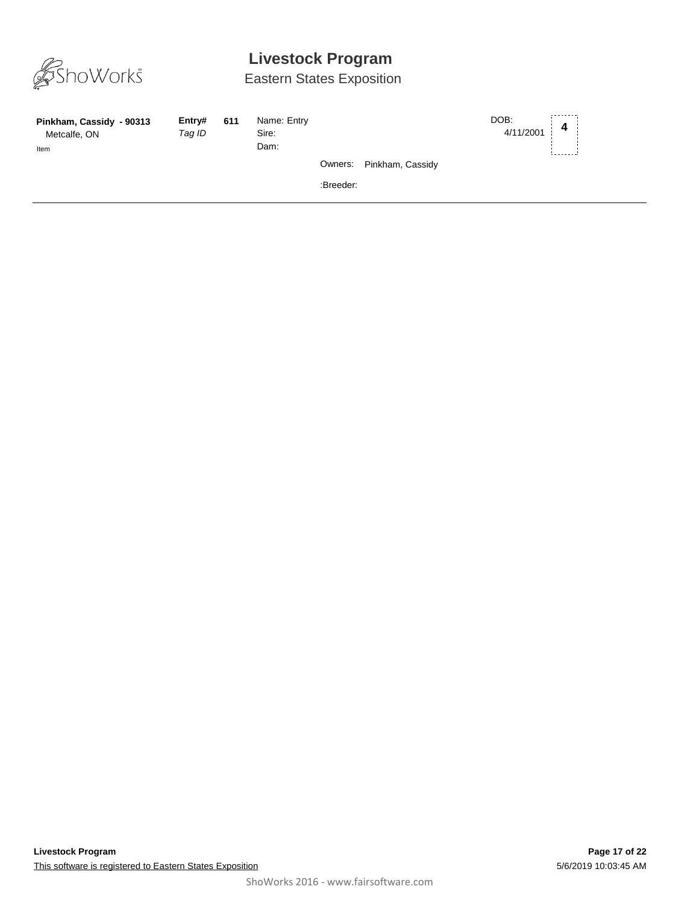# Livestock Program

## Eastern States Exposition

| | | | | | |
|---|---|---|---|---|---|
| **Pinkham, Cassidy - 90313** | **Entry#** | **611** | Name: Entry | DOB: | **4** |
| Metcalfe, ON | *Tag ID* | | Sire: | 4/11/2001 | |
| Item | | | Dam: | | |
| | | | Owners: Pinkham, Cassidy | | |
| | | | :Breeder: | | |

**Livestock Program**

This software is registered to Eastern States Exposition

5/6/2019 10:03:45 AM

ShoWorks 2016 - www.fairsoftware.com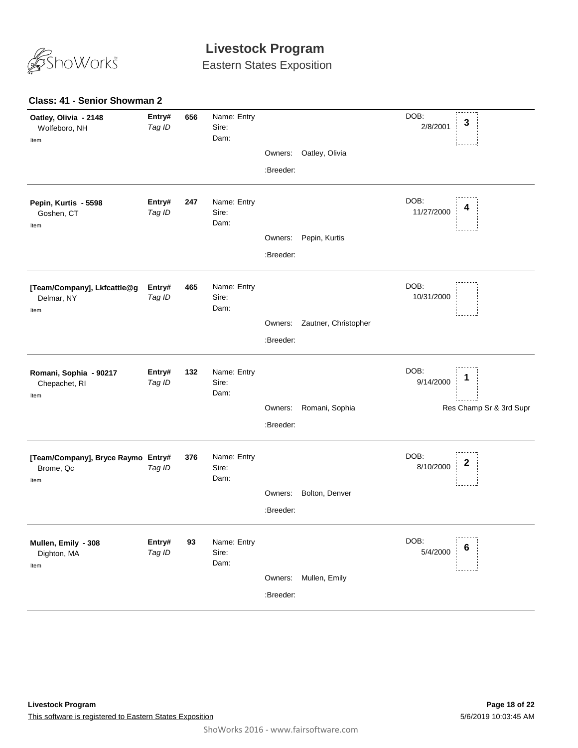# Livestock Program

Eastern States Exposition

### Class: 41 - Senior Showman 2

| Exhibitor | Entry# | | Name / Sire / Dam | Owners / Breeder | DOB | Placing |
|---|---|---|---|---|---|---|
| **Oatley, Olivia - 2148**<br>Wolfeboro, NH<br>Item | **Entry#**<br>*Tag ID* | **656** | Name: Entry<br>Sire:<br>Dam: | Owners: Oatley, Olivia<br>:Breeder: | DOB:<br>2/8/2001 | **3** |
| **Pepin, Kurtis - 5598**<br>Goshen, CT<br>Item | **Entry#**<br>*Tag ID* | **247** | Name: Entry<br>Sire:<br>Dam: | Owners: Pepin, Kurtis<br>:Breeder: | DOB:<br>11/27/2000 | **4** |
| **[Team/Company], Lkfcattle@g**<br>Delmar, NY<br>Item | **Entry#**<br>*Tag ID* | **465** | Name: Entry<br>Sire:<br>Dam: | Owners: Zautner, Christopher<br>:Breeder: | DOB:<br>10/31/2000 | |
| **Romani, Sophia - 90217**<br>Chepachet, RI<br>Item | **Entry#**<br>*Tag ID* | **132** | Name: Entry<br>Sire:<br>Dam: | Owners: Romani, Sophia<br>:Breeder: | DOB:<br>9/14/2000 | **1**<br>Res Champ Sr & 3rd Supr |
| **[Team/Company], Bryce Raymo**<br>Brome, Qc<br>Item | **Entry#**<br>*Tag ID* | **376** | Name: Entry<br>Sire:<br>Dam: | Owners: Bolton, Denver<br>:Breeder: | DOB:<br>8/10/2000 | **2** |
| **Mullen, Emily - 308**<br>Dighton, MA<br>Item | **Entry#**<br>*Tag ID* | **93** | Name: Entry<br>Sire:<br>Dam: | Owners: Mullen, Emily<br>:Breeder: | DOB:<br>5/4/2000 | **6** |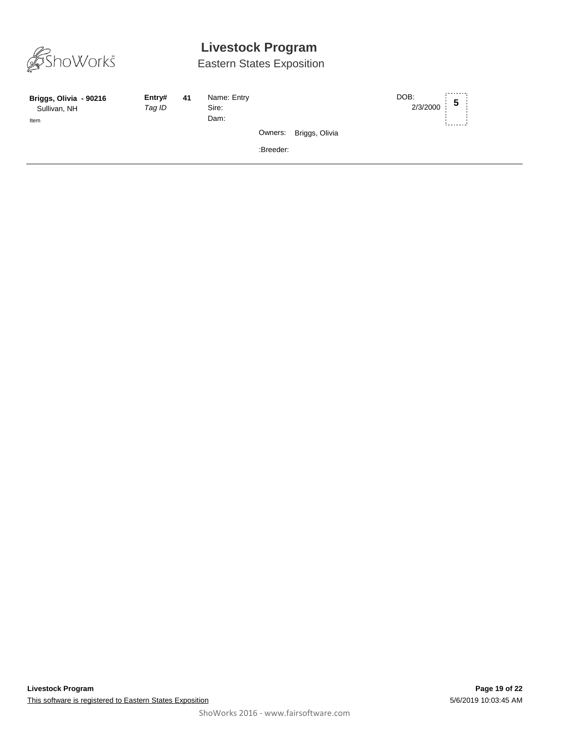# Livestock Program

## Eastern States Exposition

**Briggs, Olivia - 90216**
Sullivan, NH
Item

**Entry#** **41**
*Tag ID*

Name: Entry
Sire:
Dam:

DOB: 2/3/2000

**5**

Owners: Briggs, Olivia

:Breeder:

---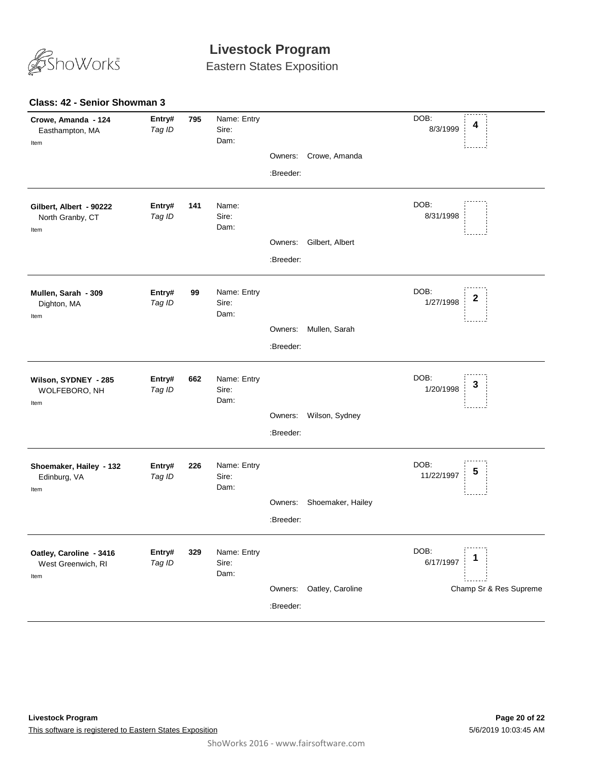# Livestock Program

Eastern States Exposition

### Class: 42 - Senior Showman 3

**Crowe, Amanda - 124**
Easthampton, MA
Item

**Entry#** *Tag ID* **795**
Name: Entry
Sire:
Dam:
Owners: Crowe, Amanda
:Breeder:
DOB: 8/3/1999
**4**

---

**Gilbert, Albert - 90222**
North Granby, CT
Item

**Entry#** *Tag ID* **141**
Name:
Sire:
Dam:
Owners: Gilbert, Albert
:Breeder:
DOB: 8/31/1998

---

**Mullen, Sarah - 309**
Dighton, MA
Item

**Entry#** *Tag ID* **99**
Name: Entry
Sire:
Dam:
Owners: Mullen, Sarah
:Breeder:
DOB: 1/27/1998
**2**

---

**Wilson, SYDNEY - 285**
WOLFEBORO, NH
Item

**Entry#** *Tag ID* **662**
Name: Entry
Sire:
Dam:
Owners: Wilson, Sydney
:Breeder:
DOB: 1/20/1998
**3**

---

**Shoemaker, Hailey - 132**
Edinburg, VA
Item

**Entry#** *Tag ID* **226**
Name: Entry
Sire:
Dam:
Owners: Shoemaker, Hailey
:Breeder:
DOB: 11/22/1997
**5**

---

**Oatley, Caroline - 3416**
West Greenwich, RI
Item

**Entry#** *Tag ID* **329**
Name: Entry
Sire:
Dam:
Owners: Oatley, Caroline
:Breeder:
DOB: 6/17/1997
**1**
Champ Sr & Res Supreme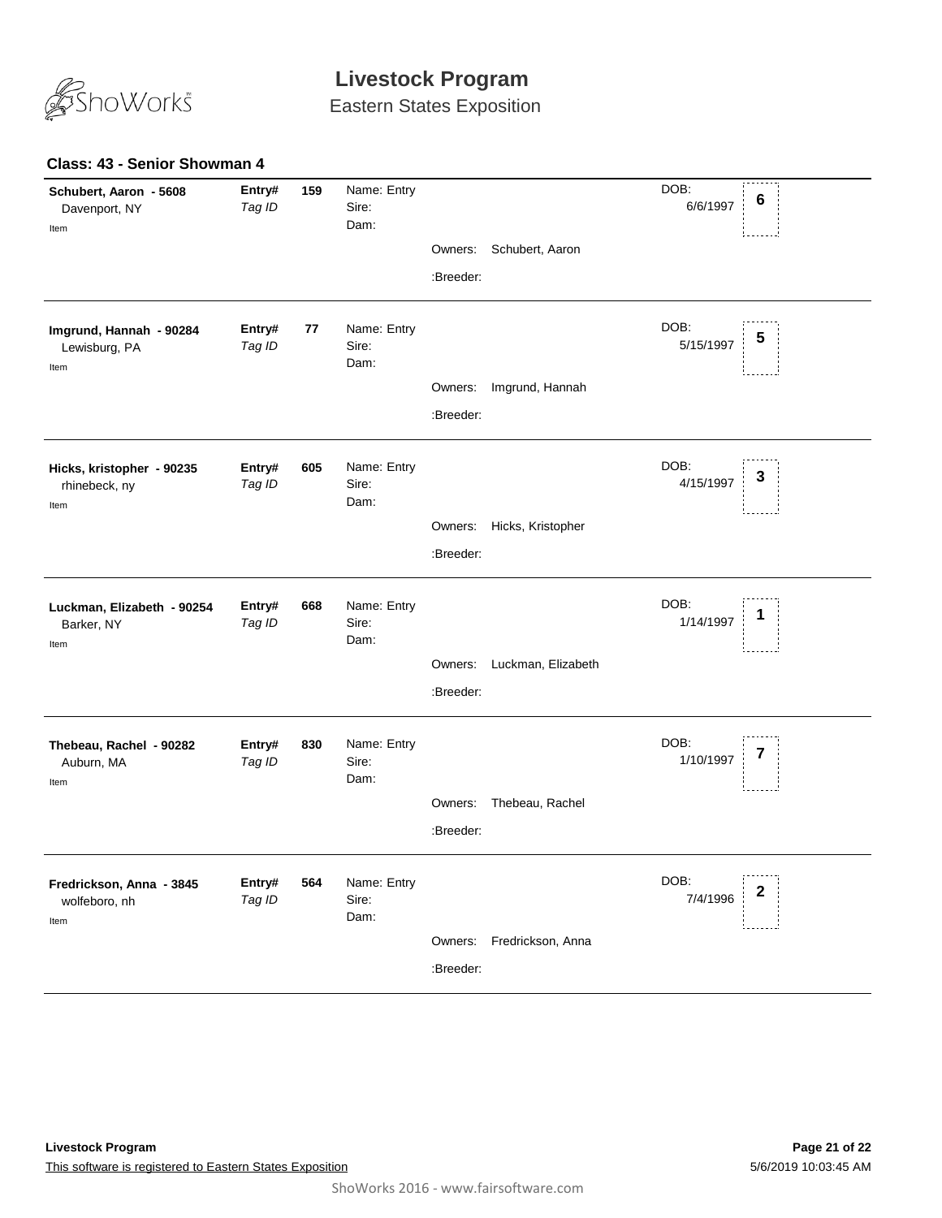# Livestock Program

Eastern States Exposition

### Class: 43 - Senior Showman 4

**Schubert, Aaron - 5608**
Davenport, NY
Item

**Entry#** **159**
*Tag ID*

Name: Entry
Sire:
Dam:

Owners: Schubert, Aaron
:Breeder:

DOB: 6/6/1997

**6**

---

**Imgrund, Hannah - 90284**
Lewisburg, PA
Item

**Entry#** **77**
*Tag ID*

Name: Entry
Sire:
Dam:

Owners: Imgrund, Hannah
:Breeder:

DOB: 5/15/1997

**5**

---

**Hicks, kristopher - 90235**
rhinebeck, ny
Item

**Entry#** **605**
*Tag ID*

Name: Entry
Sire:
Dam:

Owners: Hicks, Kristopher
:Breeder:

DOB: 4/15/1997

**3**

---

**Luckman, Elizabeth - 90254**
Barker, NY
Item

**Entry#** **668**
*Tag ID*

Name: Entry
Sire:
Dam:

Owners: Luckman, Elizabeth
:Breeder:

DOB: 1/14/1997

**1**

---

**Thebeau, Rachel - 90282**
Auburn, MA
Item

**Entry#** **830**
*Tag ID*

Name: Entry
Sire:
Dam:

Owners: Thebeau, Rachel
:Breeder:

DOB: 1/10/1997

**7**

---

**Fredrickson, Anna - 3845**
wolfeboro, nh
Item

**Entry#** **564**
*Tag ID*

Name: Entry
Sire:
Dam:

Owners: Fredrickson, Anna
:Breeder:

DOB: 7/4/1996

**2**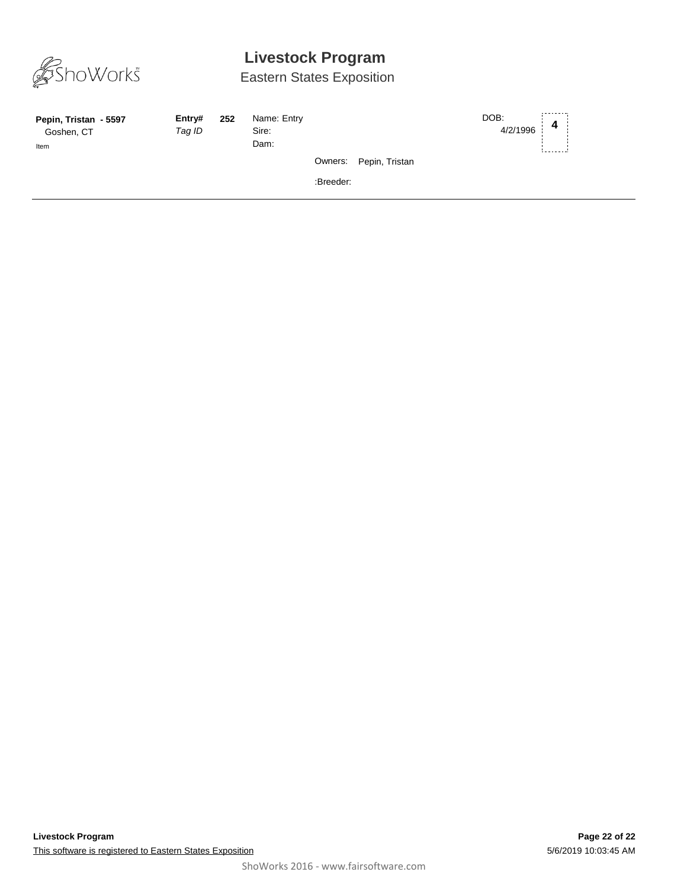# Livestock Program

Eastern States Exposition

| | | | | | |
|---|---|---|---|---|---|
| **Pepin, Tristan - 5597** | **Entry#** | **252** | Name: Entry | DOB: | **4** |
| Goshen, CT | *Tag ID* | | Sire: | 4/2/1996 | |
| Item | | | Dam: | | |
| | | | Owners: Pepin, Tristan | | |
| | | | :Breeder: | | |